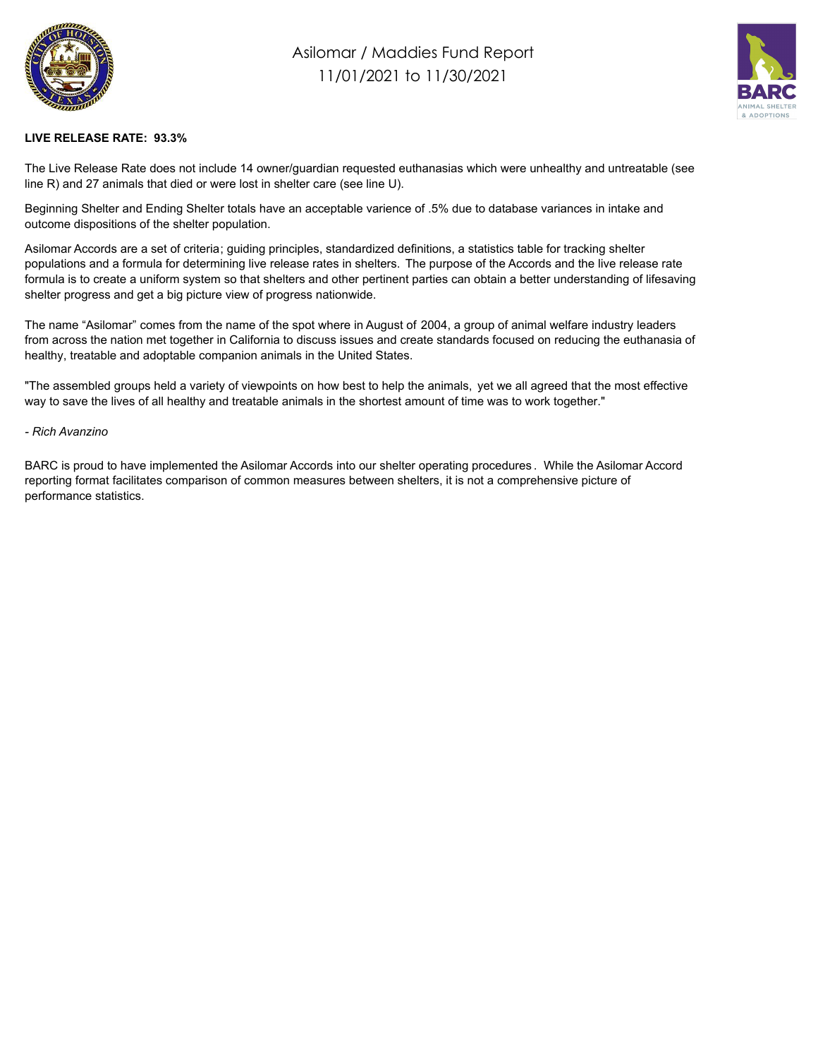# Asilomar / Maddies Fund Report
## 11/01/2021 to 11/30/2021

**LIVE RELEASE RATE: 93.3%**

The Live Release Rate does not include 14 owner/guardian requested euthanasias which were unhealthy and untreatable (see line R) and 27 animals that died or were lost in shelter care (see line U).

Beginning Shelter and Ending Shelter totals have an acceptable varience of .5% due to database variances in intake and outcome dispositions of the shelter population.

Asilomar Accords are a set of criteria; guiding principles, standardized definitions, a statistics table for tracking shelter populations and a formula for determining live release rates in shelters. The purpose of the Accords and the live release rate formula is to create a uniform system so that shelters and other pertinent parties can obtain a better understanding of lifesaving shelter progress and get a big picture view of progress nationwide.

The name "Asilomar" comes from the name of the spot where in August of 2004, a group of animal welfare industry leaders from across the nation met together in California to discuss issues and create standards focused on reducing the euthanasia of healthy, treatable and adoptable companion animals in the United States.

"The assembled groups held a variety of viewpoints on how best to help the animals, yet we all agreed that the most effective way to save the lives of all healthy and treatable animals in the shortest amount of time was to work together."

*- Rich Avanzino*

BARC is proud to have implemented the Asilomar Accords into our shelter operating procedures. While the Asilomar Accord reporting format facilitates comparison of common measures between shelters, it is not a comprehensive picture of performance statistics.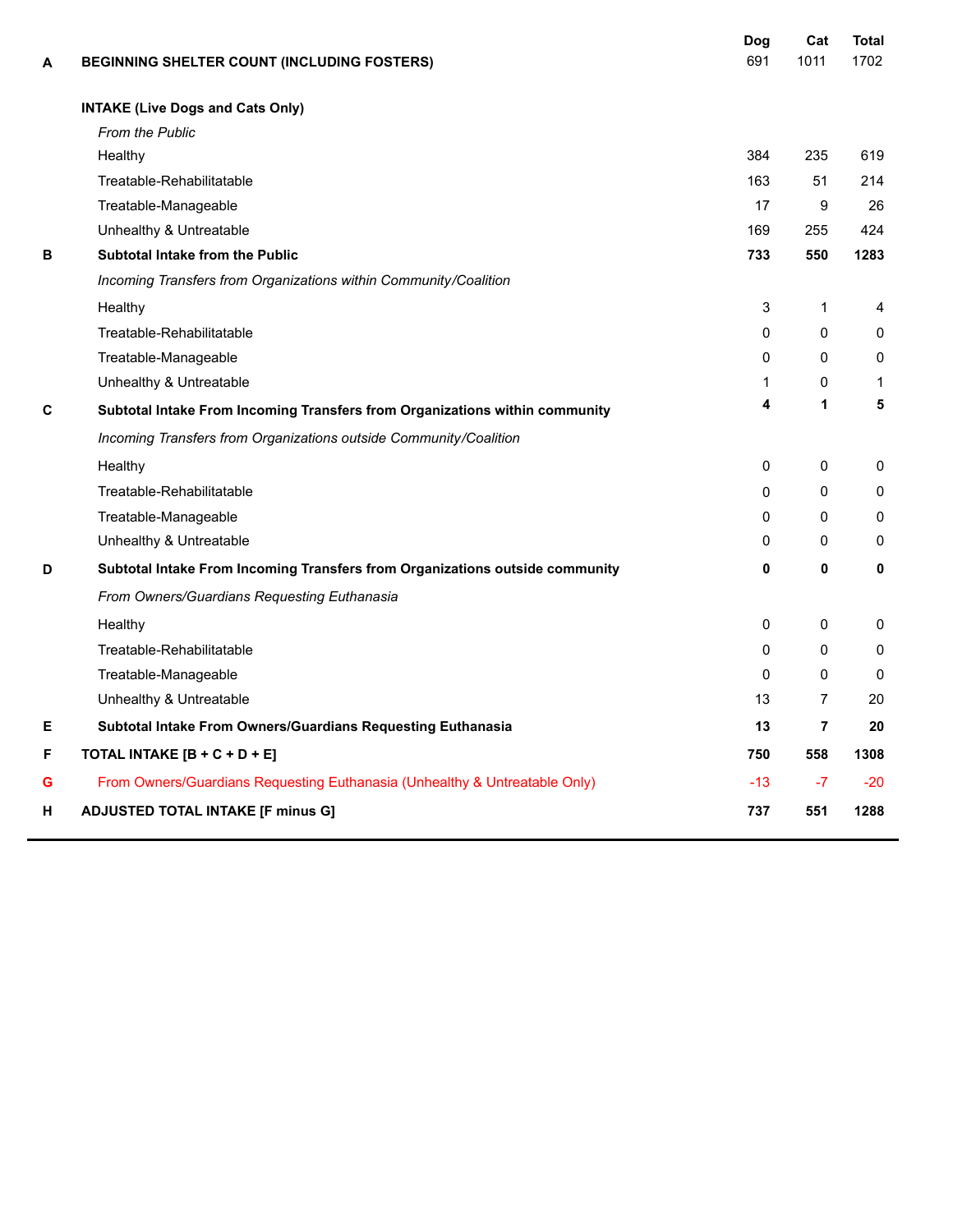| | | Dog | Cat | Total |
|---|---|---|---|---|
| **A** | **BEGINNING SHELTER COUNT (INCLUDING FOSTERS)** | 691 | 1011 | 1702 |
| | **INTAKE (Live Dogs and Cats Only)** | | | |
| | *From the Public* | | | |
| | Healthy | 384 | 235 | 619 |
| | Treatable-Rehabilitatable | 163 | 51 | 214 |
| | Treatable-Manageable | 17 | 9 | 26 |
| | Unhealthy & Untreatable | 169 | 255 | 424 |
| **B** | **Subtotal Intake from the Public** | **733** | **550** | **1283** |
| | *Incoming Transfers from Organizations within Community/Coalition* | | | |
| | Healthy | 3 | 1 | 4 |
| | Treatable-Rehabilitatable | 0 | 0 | 0 |
| | Treatable-Manageable | 0 | 0 | 0 |
| | Unhealthy & Untreatable | 1 | 0 | 1 |
| **C** | **Subtotal Intake From Incoming Transfers from Organizations within community** | **4** | **1** | **5** |
| | *Incoming Transfers from Organizations outside Community/Coalition* | | | |
| | Healthy | 0 | 0 | 0 |
| | Treatable-Rehabilitatable | 0 | 0 | 0 |
| | Treatable-Manageable | 0 | 0 | 0 |
| | Unhealthy & Untreatable | 0 | 0 | 0 |
| **D** | **Subtotal Intake From Incoming Transfers from Organizations outside community** | **0** | **0** | **0** |
| | *From Owners/Guardians Requesting Euthanasia* | | | |
| | Healthy | 0 | 0 | 0 |
| | Treatable-Rehabilitatable | 0 | 0 | 0 |
| | Treatable-Manageable | 0 | 0 | 0 |
| | Unhealthy & Untreatable | 13 | 7 | 20 |
| **E** | **Subtotal Intake From Owners/Guardians Requesting Euthanasia** | **13** | **7** | **20** |
| **F** | **TOTAL INTAKE [B + C + D + E]** | **750** | **558** | **1308** |
| G | From Owners/Guardians Requesting Euthanasia (Unhealthy & Untreatable Only) | -13 | -7 | -20 |
| **H** | **ADJUSTED TOTAL INTAKE [F minus G]** | **737** | **551** | **1288** |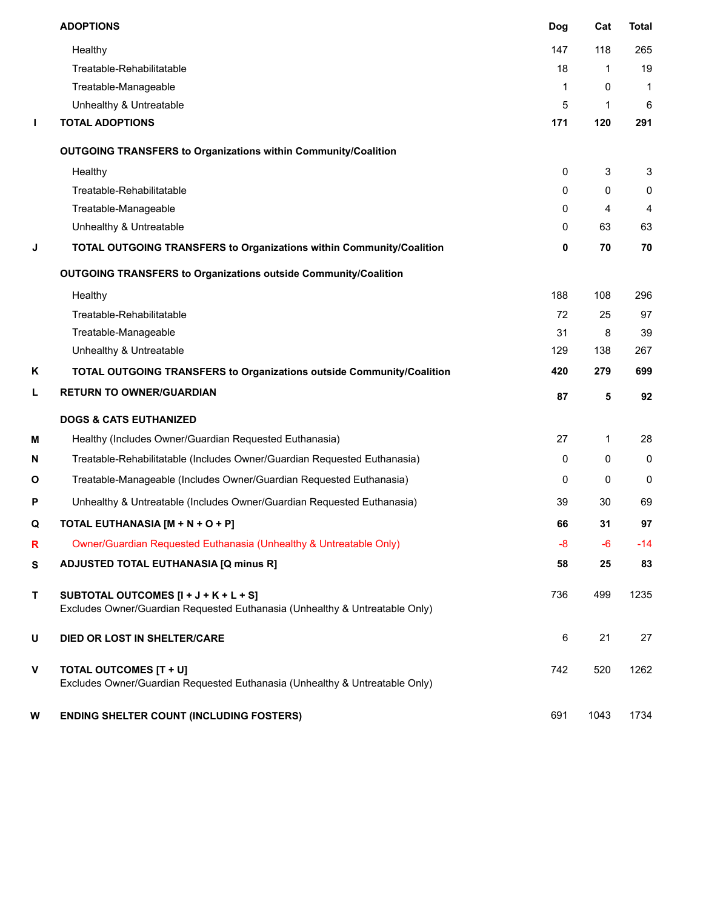| | | Dog | Cat | Total |
|---|---|---|---|---|
| | **ADOPTIONS** | | | |
| | Healthy | 147 | 118 | 265 |
| | Treatable-Rehabilitatable | 18 | 1 | 19 |
| | Treatable-Manageable | 1 | 0 | 1 |
| | Unhealthy & Untreatable | 5 | 1 | 6 |
| **I** | **TOTAL ADOPTIONS** | **171** | **120** | **291** |
| | **OUTGOING TRANSFERS to Organizations within Community/Coalition** | | | |
| | Healthy | 0 | 3 | 3 |
| | Treatable-Rehabilitatable | 0 | 0 | 0 |
| | Treatable-Manageable | 0 | 4 | 4 |
| | Unhealthy & Untreatable | 0 | 63 | 63 |
| **J** | **TOTAL OUTGOING TRANSFERS to Organizations within Community/Coalition** | **0** | **70** | **70** |
| | **OUTGOING TRANSFERS to Organizations outside Community/Coalition** | | | |
| | Healthy | 188 | 108 | 296 |
| | Treatable-Rehabilitatable | 72 | 25 | 97 |
| | Treatable-Manageable | 31 | 8 | 39 |
| | Unhealthy & Untreatable | 129 | 138 | 267 |
| **K** | **TOTAL OUTGOING TRANSFERS to Organizations outside Community/Coalition** | **420** | **279** | **699** |
| **L** | **RETURN TO OWNER/GUARDIAN** | **87** | **5** | **92** |
| | **DOGS & CATS EUTHANIZED** | | | |
| **M** | Healthy (Includes Owner/Guardian Requested Euthanasia) | 27 | 1 | 28 |
| **N** | Treatable-Rehabilitatable (Includes Owner/Guardian Requested Euthanasia) | 0 | 0 | 0 |
| **O** | Treatable-Manageable (Includes Owner/Guardian Requested Euthanasia) | 0 | 0 | 0 |
| **P** | Unhealthy & Untreatable (Includes Owner/Guardian Requested Euthanasia) | 39 | 30 | 69 |
| **Q** | **TOTAL EUTHANASIA [M + N + O + P]** | **66** | **31** | **97** |
| **R** | Owner/Guardian Requested Euthanasia (Unhealthy & Untreatable Only) | -8 | -6 | -14 |
| **S** | **ADJUSTED TOTAL EUTHANASIA [Q minus R]** | **58** | **25** | **83** |
| **T** | **SUBTOTAL OUTCOMES [I + J + K + L + S]** Excludes Owner/Guardian Requested Euthanasia (Unhealthy & Untreatable Only) | 736 | 499 | 1235 |
| **U** | **DIED OR LOST IN SHELTER/CARE** | 6 | 21 | 27 |
| **V** | **TOTAL OUTCOMES [T + U]** Excludes Owner/Guardian Requested Euthanasia (Unhealthy & Untreatable Only) | 742 | 520 | 1262 |
| **W** | **ENDING SHELTER COUNT (INCLUDING FOSTERS)** | 691 | 1043 | 1734 |